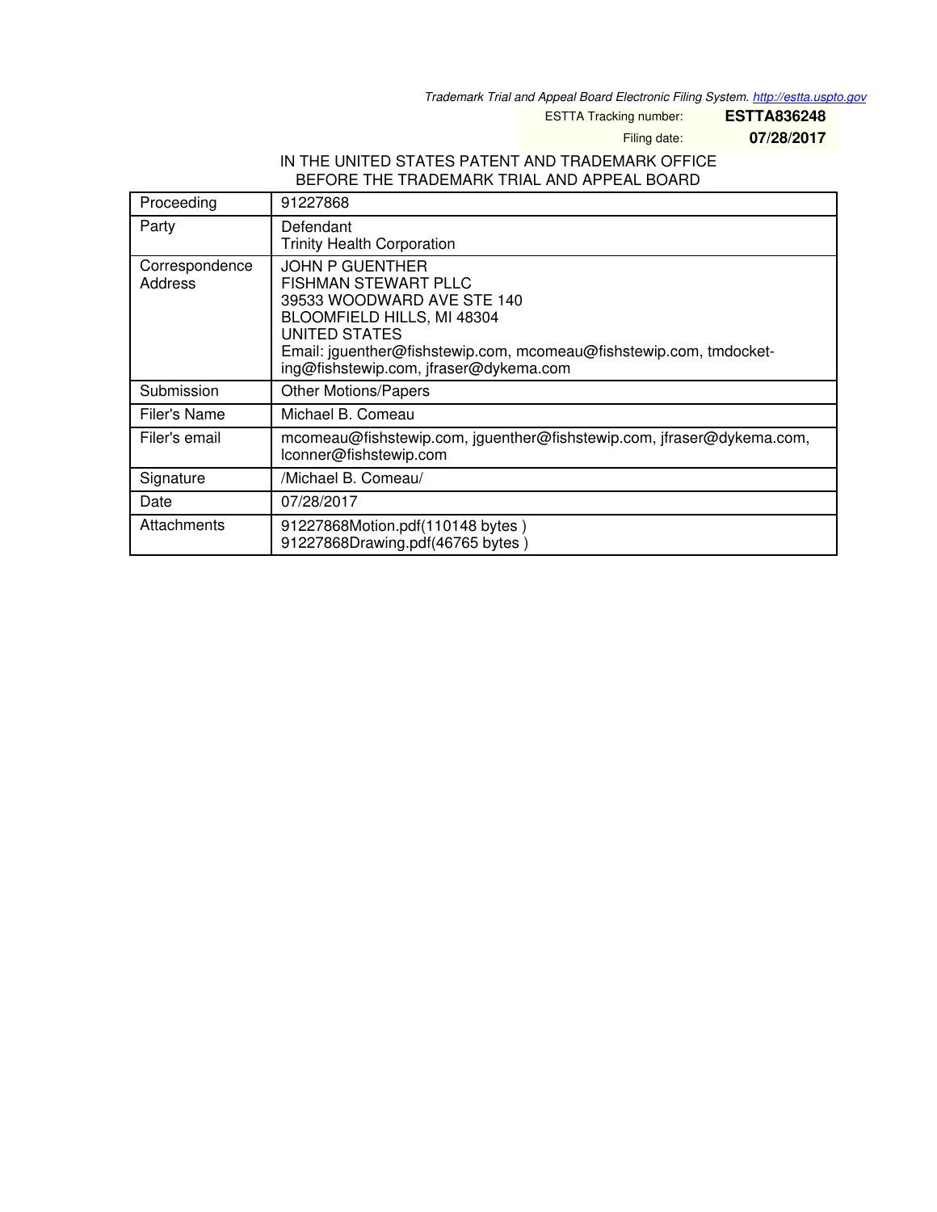*Trademark Trial and Appeal Board Electronic Filing System. http://estta.uspto.gov*

| | |
|---|---|
| ESTTA Tracking number: | **ESTTA836248** |
| Filing date: | **07/28/2017** |

IN THE UNITED STATES PATENT AND TRADEMARK OFFICE
BEFORE THE TRADEMARK TRIAL AND APPEAL BOARD

| | |
|---|---|
| Proceeding | 91227868 |
| Party | Defendant<br>Trinity Health Corporation |
| Correspondence Address | JOHN P GUENTHER<br>FISHMAN STEWART PLLC<br>39533 WOODWARD AVE STE 140<br>BLOOMFIELD HILLS, MI 48304<br>UNITED STATES<br>Email: jguenther@fishstewip.com, mcomeau@fishstewip.com, tmdocketing@fishstewip.com, jfraser@dykema.com |
| Submission | Other Motions/Papers |
| Filer's Name | Michael B. Comeau |
| Filer's email | mcomeau@fishstewip.com, jguenther@fishstewip.com, jfraser@dykema.com, lconner@fishstewip.com |
| Signature | /Michael B. Comeau/ |
| Date | 07/28/2017 |
| Attachments | 91227868Motion.pdf(110148 bytes )<br>91227868Drawing.pdf(46765 bytes ) |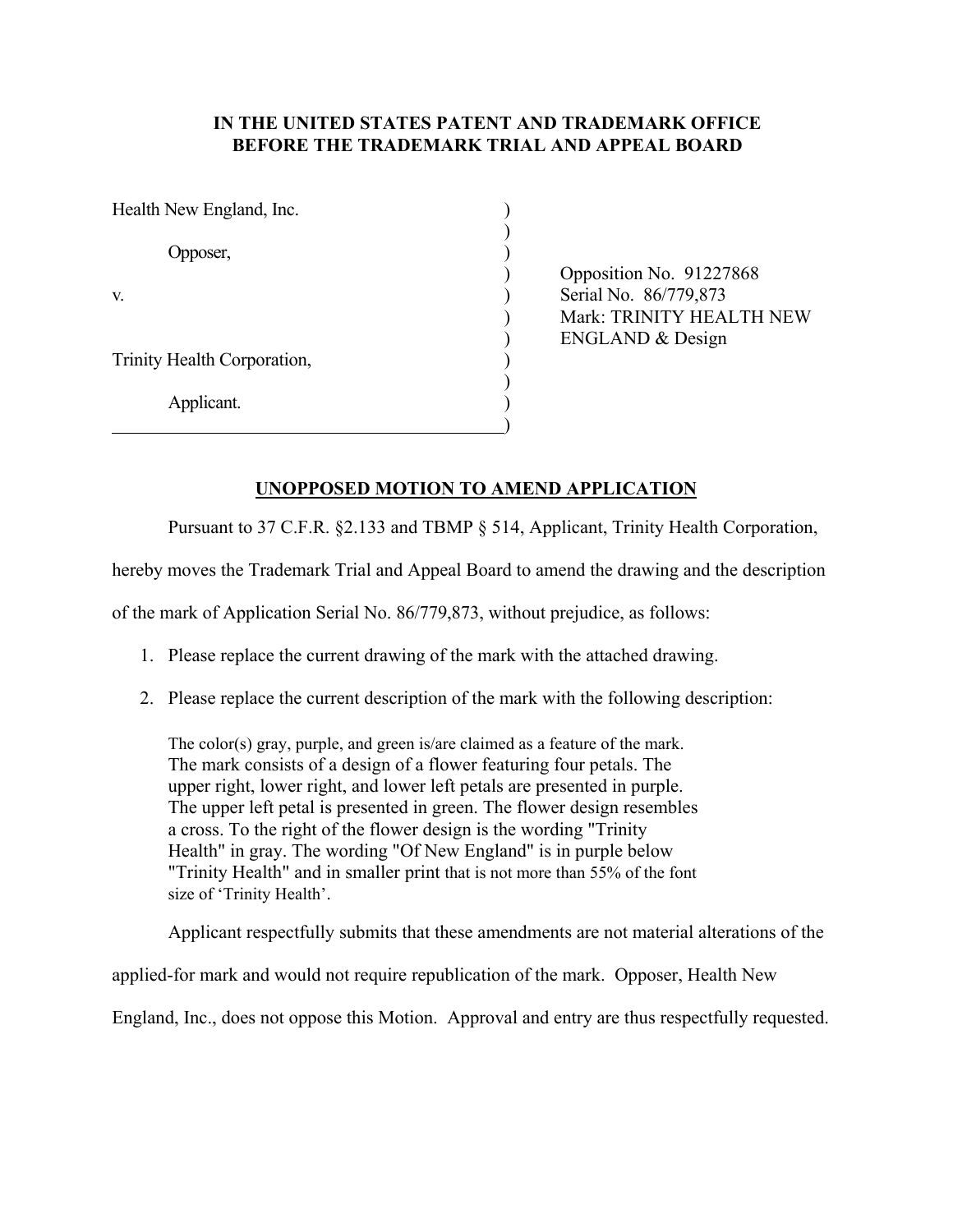**IN THE UNITED STATES PATENT AND TRADEMARK OFFICE**
**BEFORE THE TRADEMARK TRIAL AND APPEAL BOARD**

| | |
|---|---|
| Health New England, Inc.<br><br>Opposer,<br><br>v.<br><br>Trinity Health Corporation,<br><br>Applicant. | Opposition No. 91227868<br>Serial No. 86/779,873<br>Mark: TRINITY HEALTH NEW ENGLAND & Design |

**UNOPPOSED MOTION TO AMEND APPLICATION**

Pursuant to 37 C.F.R. §2.133 and TBMP § 514, Applicant, Trinity Health Corporation, hereby moves the Trademark Trial and Appeal Board to amend the drawing and the description of the mark of Application Serial No. 86/779,873, without prejudice, as follows:

1. Please replace the current drawing of the mark with the attached drawing.
2. Please replace the current description of the mark with the following description:

> The color(s) gray, purple, and green is/are claimed as a feature of the mark. The mark consists of a design of a flower featuring four petals. The upper right, lower right, and lower left petals are presented in purple. The upper left petal is presented in green. The flower design resembles a cross. To the right of the flower design is the wording "Trinity Health" in gray. The wording "Of New England" is in purple below "Trinity Health" and in smaller print that is not more than 55% of the font size of 'Trinity Health'.

Applicant respectfully submits that these amendments are not material alterations of the applied-for mark and would not require republication of the mark. Opposer, Health New England, Inc., does not oppose this Motion. Approval and entry are thus respectfully requested.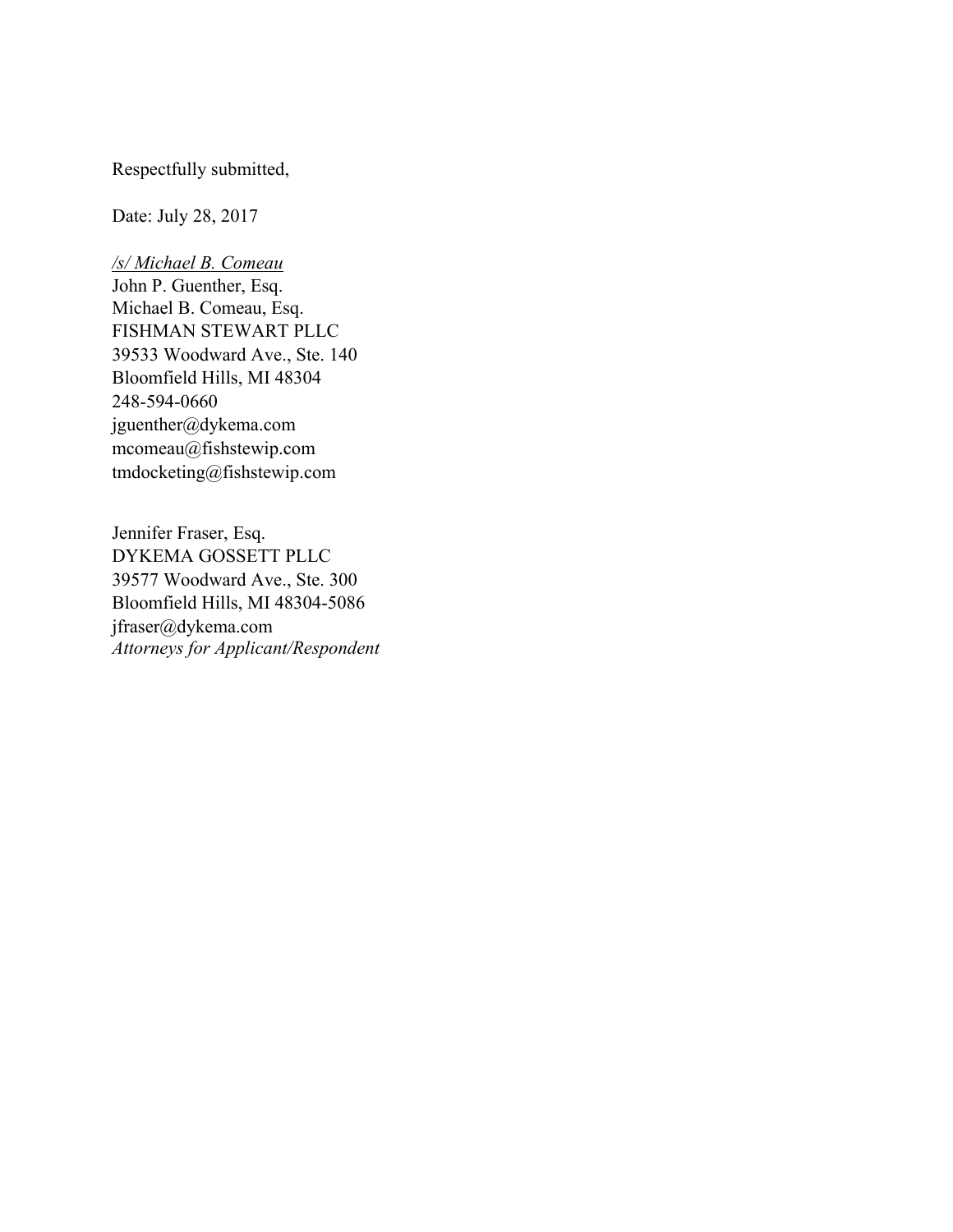Respectfully submitted,

Date: July 28, 2017

*/s/ Michael B. Comeau*
John P. Guenther, Esq.
Michael B. Comeau, Esq.
FISHMAN STEWART PLLC
39533 Woodward Ave., Ste. 140
Bloomfield Hills, MI 48304
248-594-0660
jguenther@dykema.com
mcomeau@fishstewip.com
tmdocketing@fishstewip.com

Jennifer Fraser, Esq.
DYKEMA GOSSETT PLLC
39577 Woodward Ave., Ste. 300
Bloomfield Hills, MI 48304-5086
jfraser@dykema.com
*Attorneys for Applicant/Respondent*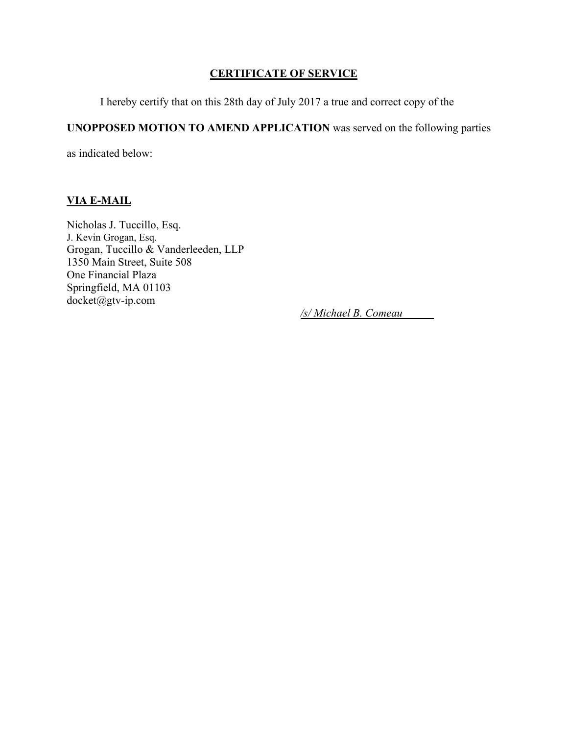## **CERTIFICATE OF SERVICE**

I hereby certify that on this 28th day of July 2017 a true and correct copy of the **UNOPPOSED MOTION TO AMEND APPLICATION** was served on the following parties as indicated below:

**VIA E-MAIL**

Nicholas J. Tuccillo, Esq.
J. Kevin Grogan, Esq.
Grogan, Tuccillo & Vanderleeden, LLP
1350 Main Street, Suite 508
One Financial Plaza
Springfield, MA 01103
docket@gtv-ip.com

*/s/ Michael B. Comeau*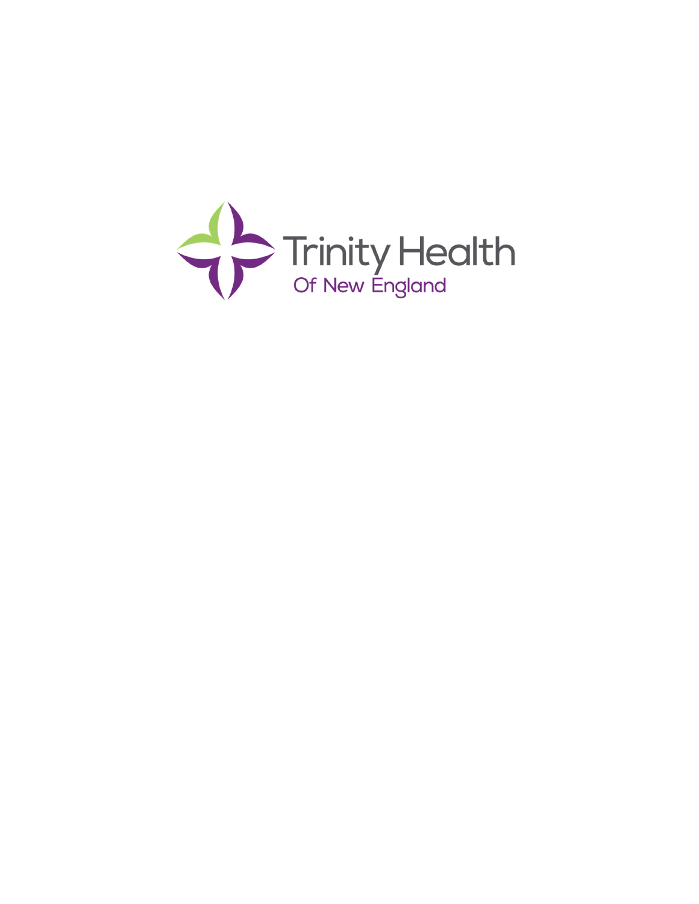Trinity Health

Of New England